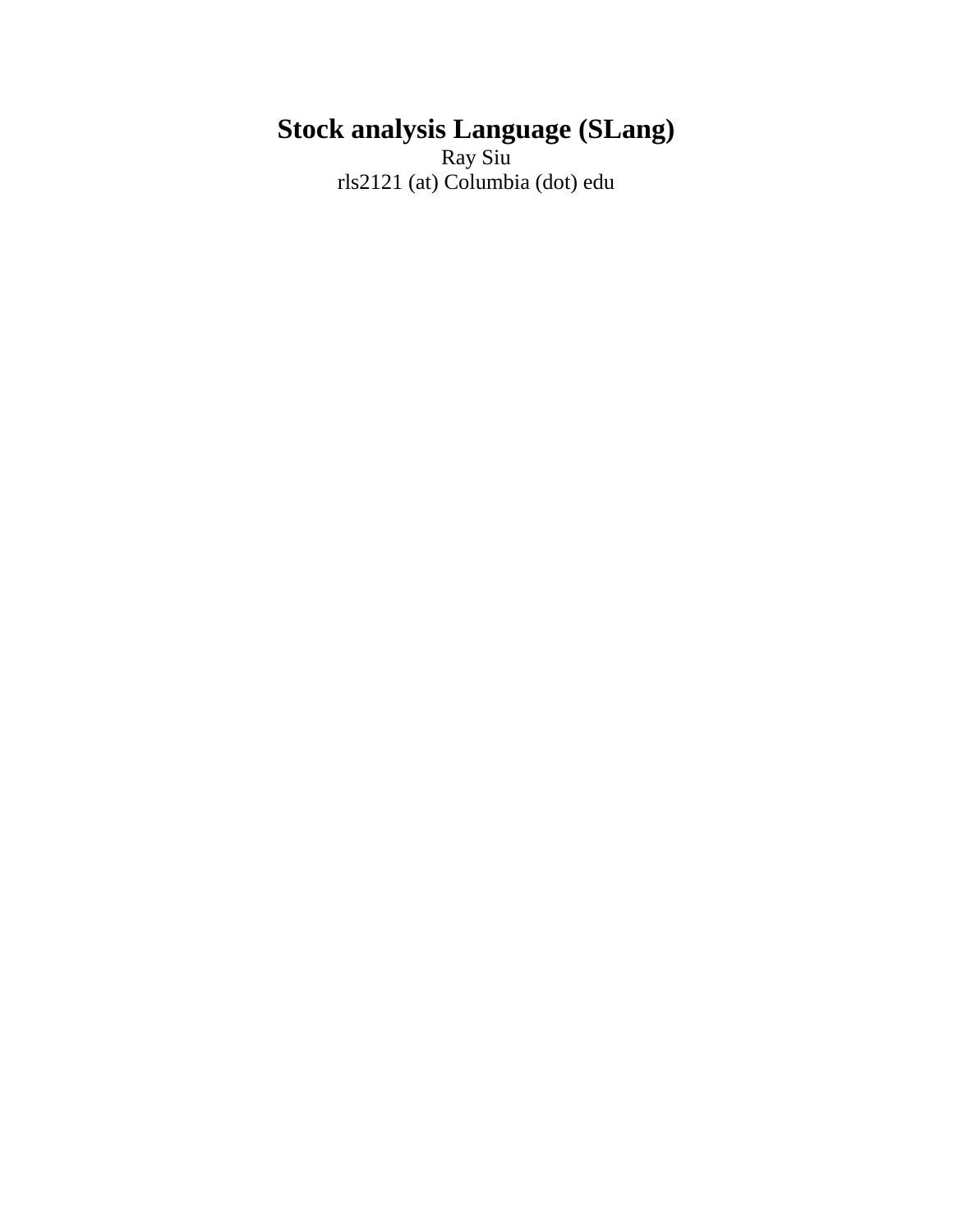# Stock analysis Language (SLang)

Ray Siu

rls2121 (at) Columbia (dot) edu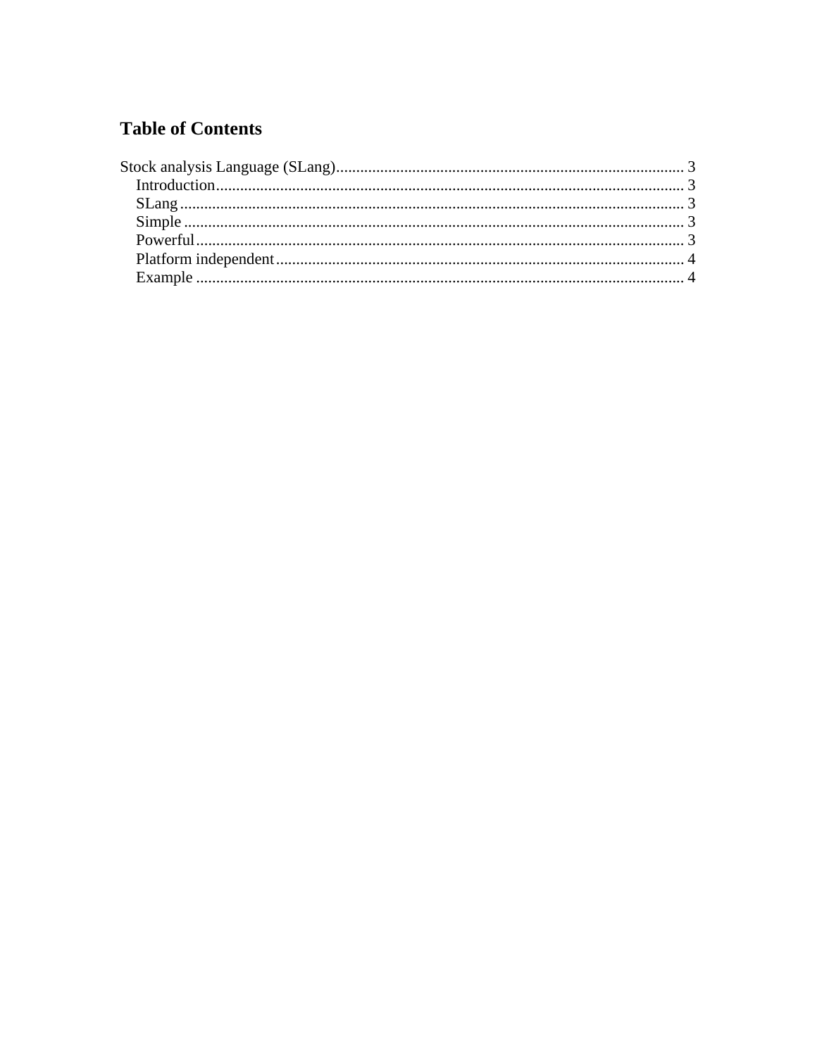# Table of Contents

Stock analysis Language (SLang)........................................................................................ 3

- Introduction................................................................................................................... 3
- SLang............................................................................................................................. 3
- Simple ........................................................................................................................... 3
- Powerful......................................................................................................................... 3
- Platform independent..................................................................................................... 4
- Example ......................................................................................................................... 4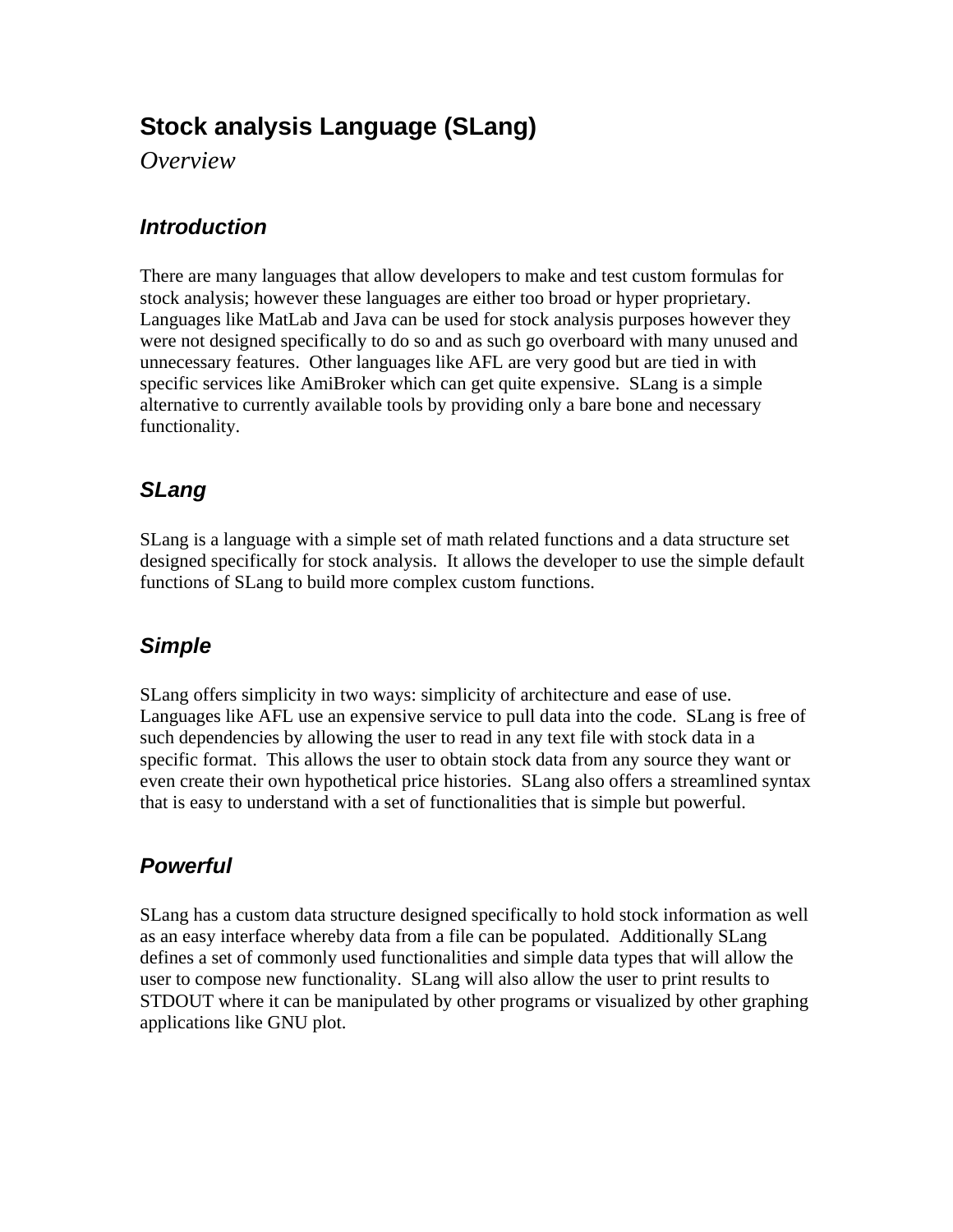# Stock analysis Language (SLang)

*Overview*

## *Introduction*

There are many languages that allow developers to make and test custom formulas for stock analysis; however these languages are either too broad or hyper proprietary. Languages like MatLab and Java can be used for stock analysis purposes however they were not designed specifically to do so and as such go overboard with many unused and unnecessary features. Other languages like AFL are very good but are tied in with specific services like AmiBroker which can get quite expensive. SLang is a simple alternative to currently available tools by providing only a bare bone and necessary functionality.

## *SLang*

SLang is a language with a simple set of math related functions and a data structure set designed specifically for stock analysis. It allows the developer to use the simple default functions of SLang to build more complex custom functions.

## *Simple*

SLang offers simplicity in two ways: simplicity of architecture and ease of use. Languages like AFL use an expensive service to pull data into the code. SLang is free of such dependencies by allowing the user to read in any text file with stock data in a specific format. This allows the user to obtain stock data from any source they want or even create their own hypothetical price histories. SLang also offers a streamlined syntax that is easy to understand with a set of functionalities that is simple but powerful.

## *Powerful*

SLang has a custom data structure designed specifically to hold stock information as well as an easy interface whereby data from a file can be populated. Additionally SLang defines a set of commonly used functionalities and simple data types that will allow the user to compose new functionality. SLang will also allow the user to print results to STDOUT where it can be manipulated by other programs or visualized by other graphing applications like GNU plot.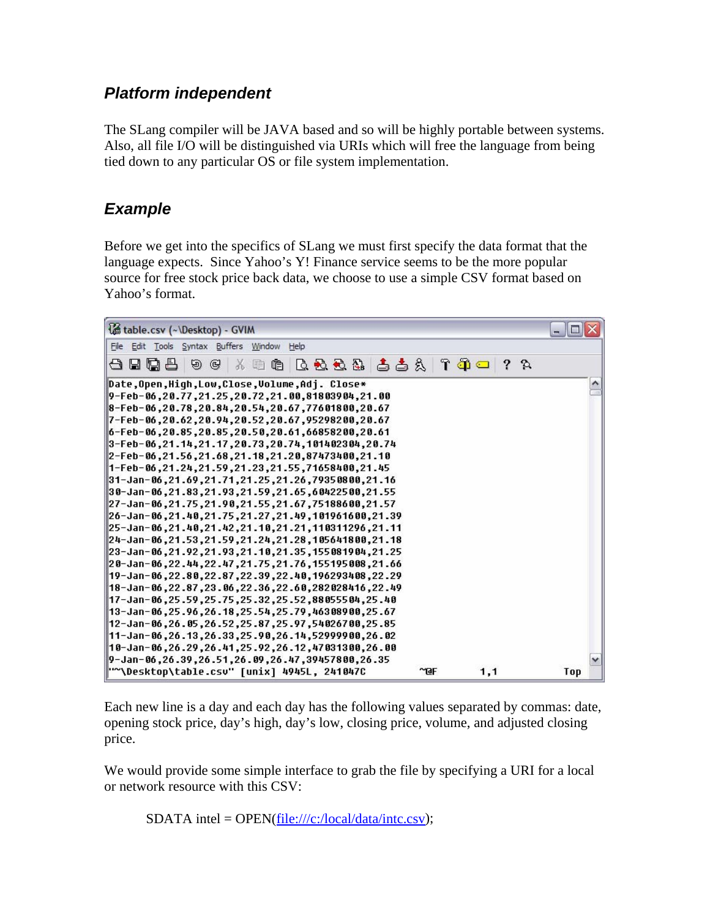### *Platform independent*

The SLang compiler will be JAVA based and so will be highly portable between systems. Also, all file I/O will be distinguished via URIs which will free the language from being tied down to any particular OS or file system implementation.

### *Example*

Before we get into the specifics of SLang we must first specify the data format that the language expects. Since Yahoo's Y! Finance service seems to be the more popular source for free stock price back data, we choose to use a simple CSV format based on Yahoo's format.

```
table.csv (~\Desktop) - GVIM
File Edit Tools Syntax Buffers Window Help

Date,Open,High,Low,Close,Volume,Adj. Close*
9-Feb-06,20.77,21.25,20.72,21.00,81803904,21.00
8-Feb-06,20.78,20.84,20.54,20.67,77601800,20.67
7-Feb-06,20.62,20.94,20.52,20.67,95298200,20.67
6-Feb-06,20.85,20.85,20.50,20.61,66858200,20.61
3-Feb-06,21.14,21.17,20.73,20.74,101402304,20.74
2-Feb-06,21.56,21.68,21.18,21.20,87473400,21.10
1-Feb-06,21.24,21.59,21.23,21.55,71658400,21.45
31-Jan-06,21.69,21.71,21.25,21.26,79350800,21.16
30-Jan-06,21.83,21.93,21.59,21.65,60422500,21.55
27-Jan-06,21.75,21.90,21.55,21.67,75188600,21.57
26-Jan-06,21.40,21.75,21.27,21.49,101961600,21.39
25-Jan-06,21.40,21.42,21.10,21.21,110311296,21.11
24-Jan-06,21.53,21.59,21.24,21.28,105641800,21.18
23-Jan-06,21.92,21.93,21.10,21.35,155081904,21.25
20-Jan-06,22.44,22.47,21.75,21.76,155195008,21.66
19-Jan-06,22.80,22.87,22.39,22.40,196293408,22.29
18-Jan-06,22.87,23.06,22.36,22.60,282028416,22.49
17-Jan-06,25.59,25.75,25.32,25.52,88055504,25.40
13-Jan-06,25.96,26.18,25.54,25.79,46308900,25.67
12-Jan-06,26.05,26.52,25.87,25.97,54026700,25.85
11-Jan-06,26.13,26.33,25.90,26.14,52999900,26.02
10-Jan-06,26.29,26.41,25.92,26.12,47031300,26.00
9-Jan-06,26.39,26.51,26.09,26.47,39457800,26.35
"~\Desktop\table.csv" [unix] 4945L, 241047C        ^@F        1,1        Top
```

Each new line is a day and each day has the following values separated by commas: date, opening stock price, day's high, day's low, closing price, volume, and adjusted closing price.

We would provide some simple interface to grab the file by specifying a URI for a local or network resource with this CSV:

```
SDATA intel = OPEN(file:///c:/local/data/intc.csv);
```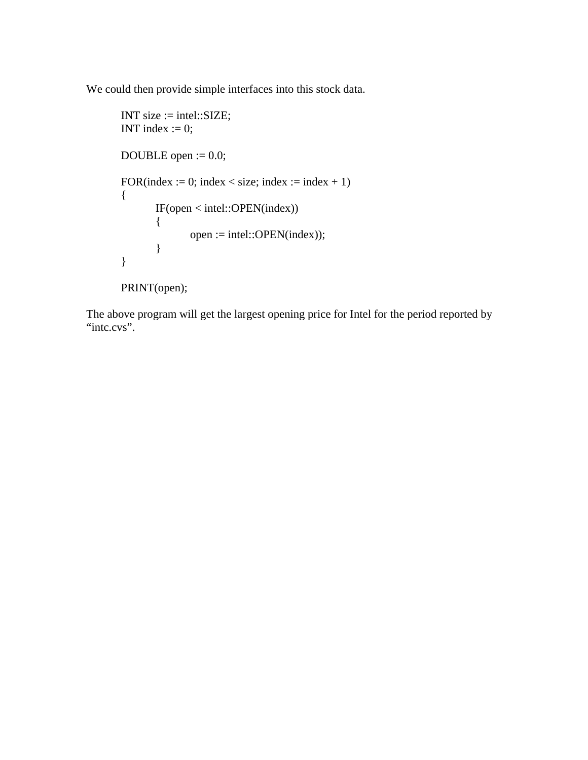We could then provide simple interfaces into this stock data.

```
INT size := intel::SIZE;
INT index := 0;

DOUBLE open := 0.0;

FOR(index := 0; index < size; index := index + 1)
{
    IF(open < intel::OPEN(index))
    {
        open := intel::OPEN(index));
    }
}

PRINT(open);
```

The above program will get the largest opening price for Intel for the period reported by “intc.cvs”.